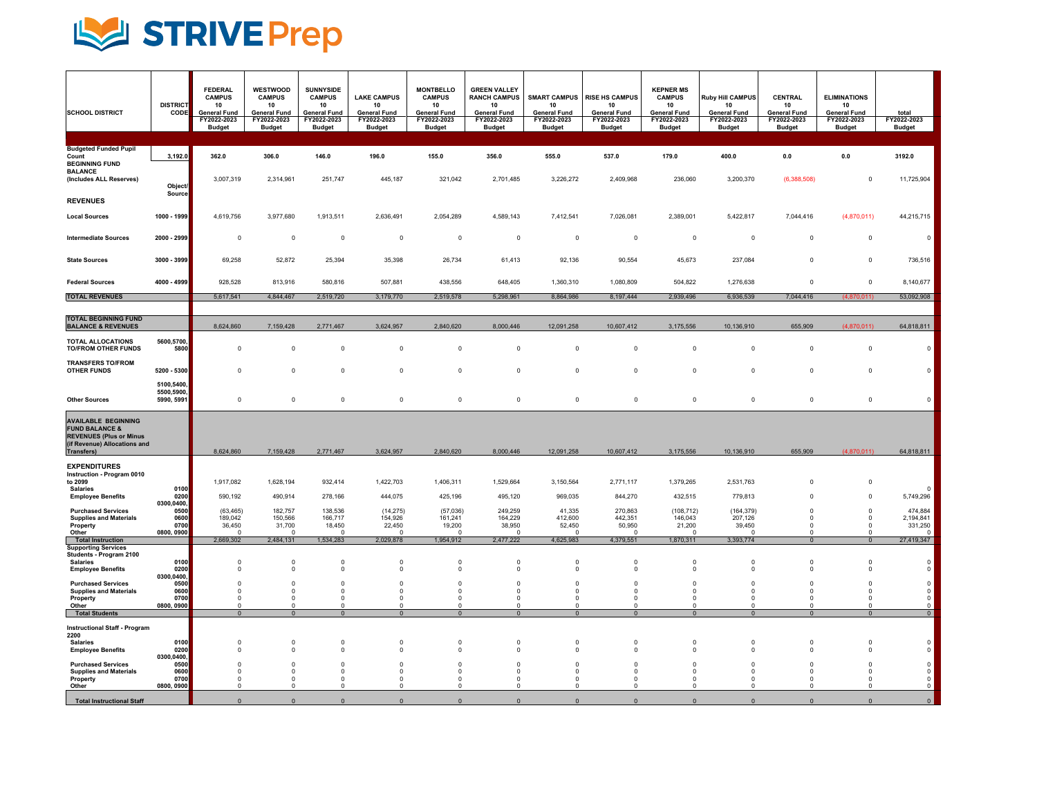# STRIVE Prep

| SCHOOL DISTRICT | DISTRICT CODE | FEDERAL CAMPUS 10 General Fund FY2022-2023 Budget | WESTWOOD CAMPUS 10 General Fund FY2022-2023 Budget | SUNNYSIDE CAMPUS 10 General Fund FY2022-2023 Budget | LAKE CAMPUS 10 General Fund FY2022-2023 Budget | MONTBELLO CAMPUS 10 General Fund FY2022-2023 Budget | GREEN VALLEY RANCH CAMPUS 10 General Fund FY2022-2023 Budget | SMART CAMPUS 10 General Fund FY2022-2023 Budget | RISE HS CAMPUS 10 General Fund FY2022-2023 Budget | KEPNER MS CAMPUS 10 General Fund FY2022-2023 Budget | Ruby Hill CAMPUS 10 General Fund FY2022-2023 Budget | CENTRAL 10 General Fund FY2022-2023 Budget | ELIMINATIONS 10 General Fund FY2022-2023 Budget | total FY2022-2023 Budget |
|---|---|---|---|---|---|---|---|---|---|---|---|---|---|---|
| Budgeted Funded Pupil Count | 3,192.0 | 362.0 | 306.0 | 146.0 | 196.0 | 155.0 | 356.0 | 555.0 | 537.0 | 179.0 | 400.0 | 0.0 | 0.0 | 3192.0 |
| BEGINNING FUND BALANCE (Includes ALL Reserves) | | 3,007,319 | 2,314,961 | 251,747 | 445,187 | 321,042 | 2,701,485 | 3,226,272 | 2,409,968 | 236,060 | 3,200,370 | (6,388,508) | 0 | 11,725,904 |
| **REVENUES** | Object/ Source | | | | | | | | | | | | | |
| Local Sources | 1000 - 1999 | 4,619,756 | 3,977,680 | 1,913,511 | 2,636,491 | 2,054,289 | 4,589,143 | 7,412,541 | 7,026,081 | 2,389,001 | 5,422,817 | 7,044,416 | (4,870,011) | 44,215,715 |
| Intermediate Sources | 2000 - 2999 | 0 | 0 | 0 | 0 | 0 | 0 | 0 | 0 | 0 | 0 | 0 | 0 | 0 |
| State Sources | 3000 - 3999 | 69,258 | 52,872 | 25,394 | 35,398 | 26,734 | 61,413 | 92,136 | 90,554 | 45,673 | 237,084 | 0 | 0 | 736,516 |
| Federal Sources | 4000 - 4999 | 928,528 | 813,916 | 580,816 | 507,881 | 438,556 | 648,405 | 1,360,310 | 1,080,809 | 504,822 | 1,276,638 | 0 | 0 | 8,140,677 |
| **TOTAL REVENUES** | | 5,617,541 | 4,844,467 | 2,519,720 | 3,179,770 | 2,519,578 | 5,298,961 | 8,864,986 | 8,197,444 | 2,939,496 | 6,936,539 | 7,044,416 | (4,870,011) | 53,092,908 |
| **TOTAL BEGINNING FUND BALANCE & REVENUES** | | 8,624,860 | 7,159,428 | 2,771,467 | 3,624,957 | 2,840,620 | 8,000,446 | 12,091,258 | 10,607,412 | 3,175,556 | 10,136,910 | 655,909 | (4,870,011) | 64,818,811 |
| **TOTAL ALLOCATIONS TO/FROM OTHER FUNDS** | 5600,5700, 5800 | 0 | 0 | 0 | 0 | 0 | 0 | 0 | 0 | 0 | 0 | 0 | 0 | 0 |
| **TRANSFERS TO/FROM OTHER FUNDS** | 5200 - 5300 | 0 | 0 | 0 | 0 | 0 | 0 | 0 | 0 | 0 | 0 | 0 | 0 | 0 |
| Other Sources | 5100,5400, 5500,5900, 5990, 5991 | 0 | 0 | 0 | 0 | 0 | 0 | 0 | 0 | 0 | 0 | 0 | 0 | 0 |
| **AVAILABLE BEGINNING FUND BALANCE & REVENUES (Plus or Minus (if Revenue) Allocations and Transfers)** | | 8,624,860 | 7,159,428 | 2,771,467 | 3,624,957 | 2,840,620 | 8,000,446 | 12,091,258 | 10,607,412 | 3,175,556 | 10,136,910 | 655,909 | (4,870,011) | 64,818,811 |
| **EXPENDITURES** | | | | | | | | | | | | | | |
| Instruction - Program 0010 to 2099 | | | | | | | | | | | | | | |
| Salaries | 0100 | 1,917,082 | 1,628,194 | 932,414 | 1,422,703 | 1,406,311 | 1,529,664 | 3,150,564 | 2,771,117 | 1,379,265 | 2,531,763 | 0 | 0 | 0 |
| Employee Benefits | 0200 | 590,192 | 490,914 | 278,166 | 444,075 | 425,196 | 495,120 | 969,035 | 844,270 | 432,515 | 779,813 | 0 | 0 | 5,749,296 |
| Purchased Services | 0300,0400, 0500 | (63,465) | 182,757 | 138,536 | (14,275) | (57,036) | 249,259 | 41,335 | 270,863 | (108,712) | (164,379) | 0 | 0 | 474,884 |
| Supplies and Materials | 0600 | 189,042 | 150,566 | 166,717 | 154,926 | 161,241 | 164,229 | 412,600 | 442,351 | 146,043 | 207,126 | 0 | 0 | 2,194,841 |
| Property | 0700 | 36,450 | 31,700 | 18,450 | 22,450 | 19,200 | 38,950 | 52,450 | 50,950 | 21,200 | 39,450 | 0 | 0 | 331,250 |
| Other | 0800, 0900 | 0 | 0 | 0 | 0 | 0 | 0 | 0 | 0 | 0 | 0 | 0 | 0 | 0 |
| **Total Instruction** | | 2,669,302 | 2,484,131 | 1,534,283 | 2,029,878 | 1,954,912 | 2,477,222 | 4,625,983 | 4,379,551 | 1,870,311 | 3,393,774 | 0 | 0 | 27,419,347 |
| Supporting Services Students - Program 2100 | | | | | | | | | | | | | | |
| Salaries | 0100 | 0 | 0 | 0 | 0 | 0 | 0 | 0 | 0 | 0 | 0 | 0 | 0 | 0 |
| Employee Benefits | 0200 | 0 | 0 | 0 | 0 | 0 | 0 | 0 | 0 | 0 | 0 | 0 | 0 | 0 |
| Purchased Services | 0300,0400, 0500 | 0 | 0 | 0 | 0 | 0 | 0 | 0 | 0 | 0 | 0 | 0 | 0 | 0 |
| Supplies and Materials | 0600 | 0 | 0 | 0 | 0 | 0 | 0 | 0 | 0 | 0 | 0 | 0 | 0 | 0 |
| Property | 0700 | 0 | 0 | 0 | 0 | 0 | 0 | 0 | 0 | 0 | 0 | 0 | 0 | 0 |
| Other | 0800, 0900 | 0 | 0 | 0 | 0 | 0 | 0 | 0 | 0 | 0 | 0 | 0 | 0 | 0 |
| **Total Students** | | 0 | 0 | 0 | 0 | 0 | 0 | 0 | 0 | 0 | 0 | 0 | 0 | 0 |
| Instructional Staff - Program 2200 | | | | | | | | | | | | | | |
| Salaries | 0100 | 0 | 0 | 0 | 0 | 0 | 0 | 0 | 0 | 0 | 0 | 0 | 0 | 0 |
| Employee Benefits | 0200 | 0 | 0 | 0 | 0 | 0 | 0 | 0 | 0 | 0 | 0 | 0 | 0 | 0 |
| Purchased Services | 0300,0400, 0500 | 0 | 0 | 0 | 0 | 0 | 0 | 0 | 0 | 0 | 0 | 0 | 0 | 0 |
| Supplies and Materials | 0600 | 0 | 0 | 0 | 0 | 0 | 0 | 0 | 0 | 0 | 0 | 0 | 0 | 0 |
| Property | 0700 | 0 | 0 | 0 | 0 | 0 | 0 | 0 | 0 | 0 | 0 | 0 | 0 | 0 |
| Other | 0800, 0900 | 0 | 0 | 0 | 0 | 0 | 0 | 0 | 0 | 0 | 0 | 0 | 0 | 0 |
| **Total Instructional Staff** | | 0 | 0 | 0 | 0 | 0 | 0 | 0 | 0 | 0 | 0 | 0 | 0 | 0 |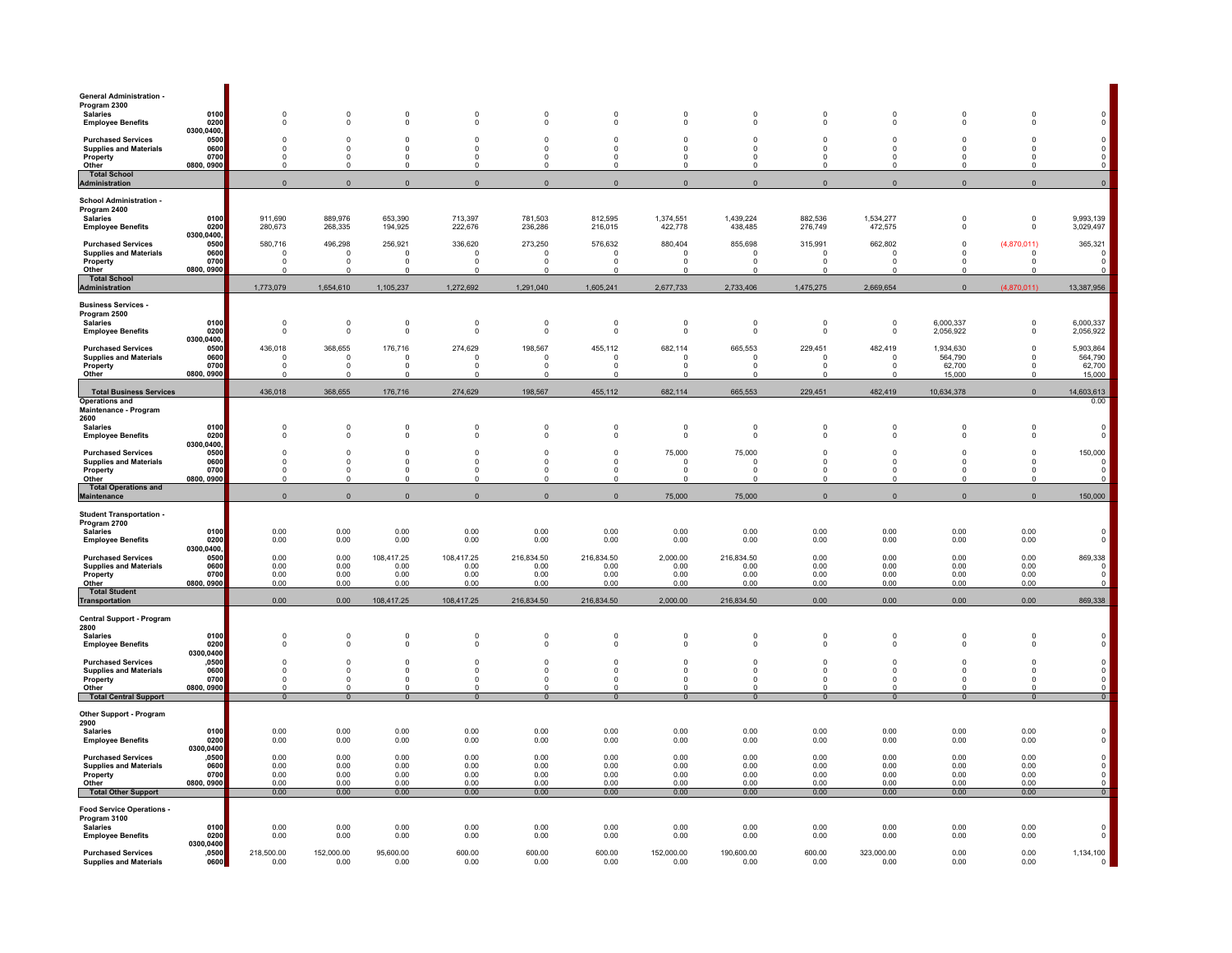| | | | | | | | | | | | | | | |
|---|---|---|---|---|---|---|---|---|---|---|---|---|---|---|
| **General Administration - Program 2300** | | | | | | | | | | | | | | |
| **Salaries** | **0100** | 0 | 0 | 0 | 0 | 0 | 0 | 0 | 0 | 0 | 0 | 0 | 0 | 0 |
| **Employee Benefits** | **0200** | 0 | 0 | 0 | 0 | 0 | 0 | 0 | 0 | 0 | 0 | 0 | 0 | 0 |
| **Purchased Services** | **0300,0400, 0500** | 0 | 0 | 0 | 0 | 0 | 0 | 0 | 0 | 0 | 0 | 0 | 0 | 0 |
| **Supplies and Materials** | **0600** | 0 | 0 | 0 | 0 | 0 | 0 | 0 | 0 | 0 | 0 | 0 | 0 | 0 |
| **Property** | **0700** | 0 | 0 | 0 | 0 | 0 | 0 | 0 | 0 | 0 | 0 | 0 | 0 | 0 |
| **Other** | **0800, 0900** | 0 | 0 | 0 | 0 | 0 | 0 | 0 | 0 | 0 | 0 | 0 | 0 | 0 |
| **Total School Administration** | | 0 | 0 | 0 | 0 | 0 | 0 | 0 | 0 | 0 | 0 | 0 | 0 | 0 |
| **School Administration - Program 2400** | | | | | | | | | | | | | | |
| **Salaries** | **0100** | 911,690 | 889,976 | 653,390 | 713,397 | 781,503 | 812,595 | 1,374,551 | 1,439,224 | 882,536 | 1,534,277 | 0 | 0 | 9,993,139 |
| **Employee Benefits** | **0200** | 280,673 | 268,335 | 194,925 | 222,676 | 236,286 | 216,015 | 422,778 | 438,485 | 276,749 | 472,575 | 0 | 0 | 3,029,497 |
| **Purchased Services** | **0300,0400, 0500** | 580,716 | 496,298 | 256,921 | 336,620 | 273,250 | 576,632 | 880,404 | 855,698 | 315,991 | 662,802 | 0 | (4,870,011) | 365,321 |
| **Supplies and Materials** | **0600** | 0 | 0 | 0 | 0 | 0 | 0 | 0 | 0 | 0 | 0 | 0 | 0 | 0 |
| **Property** | **0700** | 0 | 0 | 0 | 0 | 0 | 0 | 0 | 0 | 0 | 0 | 0 | 0 | 0 |
| **Other** | **0800, 0900** | 0 | 0 | 0 | 0 | 0 | 0 | 0 | 0 | 0 | 0 | 0 | 0 | 0 |
| **Total School Administration** | | 1,773,079 | 1,654,610 | 1,105,237 | 1,272,692 | 1,291,040 | 1,605,241 | 2,677,733 | 2,733,406 | 1,475,275 | 2,669,654 | 0 | (4,870,011) | 13,387,956 |
| **Business Services - Program 2500** | | | | | | | | | | | | | | |
| **Salaries** | **0100** | 0 | 0 | 0 | 0 | 0 | 0 | 0 | 0 | 0 | 0 | 6,000,337 | 0 | 6,000,337 |
| **Employee Benefits** | **0200** | 0 | 0 | 0 | 0 | 0 | 0 | 0 | 0 | 0 | 0 | 2,056,922 | 0 | 2,056,922 |
| **Purchased Services** | **0300,0400, 0500** | 436,018 | 368,655 | 176,716 | 274,629 | 198,567 | 455,112 | 682,114 | 665,553 | 229,451 | 482,419 | 1,934,630 | 0 | 5,903,864 |
| **Supplies and Materials** | **0600** | 0 | 0 | 0 | 0 | 0 | 0 | 0 | 0 | 0 | 0 | 564,790 | 0 | 564,790 |
| **Property** | **0700** | 0 | 0 | 0 | 0 | 0 | 0 | 0 | 0 | 0 | 0 | 62,700 | 0 | 62,700 |
| **Other** | **0800, 0900** | 0 | 0 | 0 | 0 | 0 | 0 | 0 | 0 | 0 | 0 | 15,000 | 0 | 15,000 |
| **Total Business Services** | | 436,018 | 368,655 | 176,716 | 274,629 | 198,567 | 455,112 | 682,114 | 665,553 | 229,451 | 482,419 | 10,634,378 | 0 | 14,603,613 |
| **Operations and Maintenance - Program 2600** | | | | | | | | | | | | | | 0.00 |
| **Salaries** | **0100** | 0 | 0 | 0 | 0 | 0 | 0 | 0 | 0 | 0 | 0 | 0 | 0 | 0 |
| **Employee Benefits** | **0200** | 0 | 0 | 0 | 0 | 0 | 0 | 0 | 0 | 0 | 0 | 0 | 0 | 0 |
| **Purchased Services** | **0300,0400, 0500** | 0 | 0 | 0 | 0 | 0 | 0 | 75,000 | 75,000 | 0 | 0 | 0 | 0 | 150,000 |
| **Supplies and Materials** | **0600** | 0 | 0 | 0 | 0 | 0 | 0 | 0 | 0 | 0 | 0 | 0 | 0 | 0 |
| **Property** | **0700** | 0 | 0 | 0 | 0 | 0 | 0 | 0 | 0 | 0 | 0 | 0 | 0 | 0 |
| **Other** | **0800, 0900** | 0 | 0 | 0 | 0 | 0 | 0 | 0 | 0 | 0 | 0 | 0 | 0 | 0 |
| **Total Operations and Maintenance** | | 0 | 0 | 0 | 0 | 0 | 0 | 75,000 | 75,000 | 0 | 0 | 0 | 0 | 150,000 |
| **Student Transportation - Program 2700** | | | | | | | | | | | | | | |
| **Salaries** | **0100** | 0.00 | 0.00 | 0.00 | 0.00 | 0.00 | 0.00 | 0.00 | 0.00 | 0.00 | 0.00 | 0.00 | 0.00 | 0 |
| **Employee Benefits** | **0200** | 0.00 | 0.00 | 0.00 | 0.00 | 0.00 | 0.00 | 0.00 | 0.00 | 0.00 | 0.00 | 0.00 | 0.00 | 0 |
| **Purchased Services** | **0300,0400, 0500** | 0.00 | 0.00 | 108,417.25 | 108,417.25 | 216,834.50 | 216,834.50 | 2,000.00 | 216,834.50 | 0.00 | 0.00 | 0.00 | 0.00 | 869,338 |
| **Supplies and Materials** | **0600** | 0.00 | 0.00 | 0.00 | 0.00 | 0.00 | 0.00 | 0.00 | 0.00 | 0.00 | 0.00 | 0.00 | 0.00 | 0 |
| **Property** | **0700** | 0.00 | 0.00 | 0.00 | 0.00 | 0.00 | 0.00 | 0.00 | 0.00 | 0.00 | 0.00 | 0.00 | 0.00 | 0 |
| **Other** | **0800, 0900** | 0.00 | 0.00 | 0.00 | 0.00 | 0.00 | 0.00 | 0.00 | 0.00 | 0.00 | 0.00 | 0.00 | 0.00 | 0 |
| **Total Student Transportation** | | 0.00 | 0.00 | 108,417.25 | 108,417.25 | 216,834.50 | 216,834.50 | 2,000.00 | 216,834.50 | 0.00 | 0.00 | 0.00 | 0.00 | 869,338 |
| **Central Support - Program 2800** | | | | | | | | | | | | | | |
| **Salaries** | **0100** | 0 | 0 | 0 | 0 | 0 | 0 | 0 | 0 | 0 | 0 | 0 | 0 | 0 |
| **Employee Benefits** | **0200** | 0 | 0 | 0 | 0 | 0 | 0 | 0 | 0 | 0 | 0 | 0 | 0 | 0 |
| **Purchased Services** | **0300,0400 ,0500** | 0 | 0 | 0 | 0 | 0 | 0 | 0 | 0 | 0 | 0 | 0 | 0 | 0 |
| **Supplies and Materials** | **0600** | 0 | 0 | 0 | 0 | 0 | 0 | 0 | 0 | 0 | 0 | 0 | 0 | 0 |
| **Property** | **0700** | 0 | 0 | 0 | 0 | 0 | 0 | 0 | 0 | 0 | 0 | 0 | 0 | 0 |
| **Other** | **0800, 0900** | 0 | 0 | 0 | 0 | 0 | 0 | 0 | 0 | 0 | 0 | 0 | 0 | 0 |
| **Total Central Support** | | 0 | 0 | 0 | 0 | 0 | 0 | 0 | 0 | 0 | 0 | 0 | 0 | 0 |
| **Other Support - Program 2900** | | | | | | | | | | | | | | |
| **Salaries** | **0100** | 0.00 | 0.00 | 0.00 | 0.00 | 0.00 | 0.00 | 0.00 | 0.00 | 0.00 | 0.00 | 0.00 | 0.00 | 0 |
| **Employee Benefits** | **0200** | 0.00 | 0.00 | 0.00 | 0.00 | 0.00 | 0.00 | 0.00 | 0.00 | 0.00 | 0.00 | 0.00 | 0.00 | 0 |
| **Purchased Services** | **0300,0400 ,0500** | 0.00 | 0.00 | 0.00 | 0.00 | 0.00 | 0.00 | 0.00 | 0.00 | 0.00 | 0.00 | 0.00 | 0.00 | 0 |
| **Supplies and Materials** | **0600** | 0.00 | 0.00 | 0.00 | 0.00 | 0.00 | 0.00 | 0.00 | 0.00 | 0.00 | 0.00 | 0.00 | 0.00 | 0 |
| **Property** | **0700** | 0.00 | 0.00 | 0.00 | 0.00 | 0.00 | 0.00 | 0.00 | 0.00 | 0.00 | 0.00 | 0.00 | 0.00 | 0 |
| **Other** | **0800, 0900** | 0.00 | 0.00 | 0.00 | 0.00 | 0.00 | 0.00 | 0.00 | 0.00 | 0.00 | 0.00 | 0.00 | 0.00 | 0 |
| **Total Other Support** | | 0.00 | 0.00 | 0.00 | 0.00 | 0.00 | 0.00 | 0.00 | 0.00 | 0.00 | 0.00 | 0.00 | 0.00 | 0 |
| **Food Service Operations - Program 3100** | | | | | | | | | | | | | | |
| **Salaries** | **0100** | 0.00 | 0.00 | 0.00 | 0.00 | 0.00 | 0.00 | 0.00 | 0.00 | 0.00 | 0.00 | 0.00 | 0.00 | 0 |
| **Employee Benefits** | **0200** | 0.00 | 0.00 | 0.00 | 0.00 | 0.00 | 0.00 | 0.00 | 0.00 | 0.00 | 0.00 | 0.00 | 0.00 | 0 |
| **Purchased Services** | **0300,0400 ,0500** | 218,500.00 | 152,000.00 | 95,600.00 | 600.00 | 600.00 | 600.00 | 152,000.00 | 190,600.00 | 600.00 | 323,000.00 | 0.00 | 0.00 | 1,134,100 |
| **Supplies and Materials** | **0600** | 0.00 | 0.00 | 0.00 | 0.00 | 0.00 | 0.00 | 0.00 | 0.00 | 0.00 | 0.00 | 0.00 | 0.00 | 0 |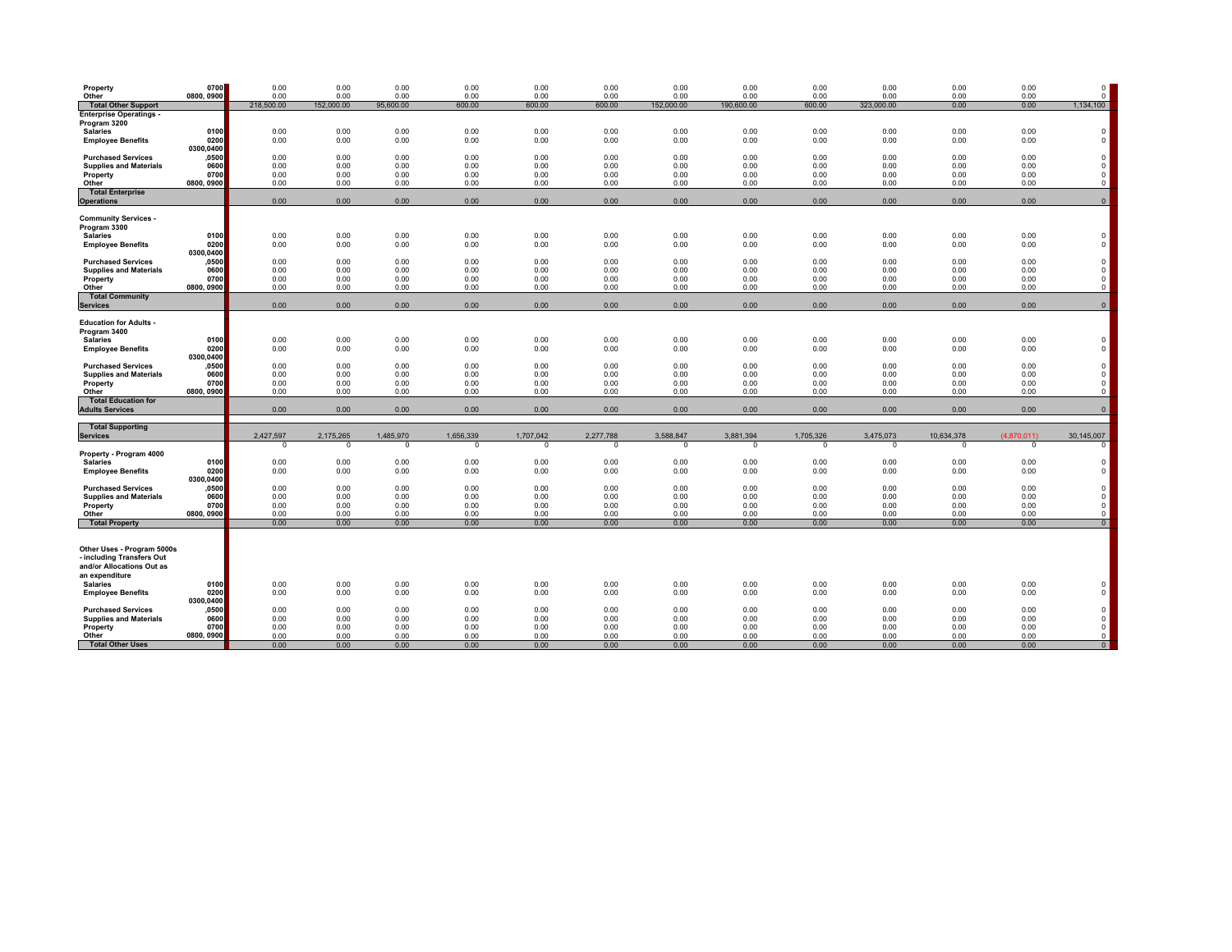| | | | | | | | | | | | | | | |
|---|---|---|---|---|---|---|---|---|---|---|---|---|---|---|
| **Property** | **0700** | 0.00 | 0.00 | 0.00 | 0.00 | 0.00 | 0.00 | 0.00 | 0.00 | 0.00 | 0.00 | 0.00 | 0.00 | 0 |
| **Other** | **0800, 0900** | 0.00 | 0.00 | 0.00 | 0.00 | 0.00 | 0.00 | 0.00 | 0.00 | 0.00 | 0.00 | 0.00 | 0.00 | 0 |
| **Total Other Support** | | 218,500.00 | 152,000.00 | 95,600.00 | 600.00 | 600.00 | 600.00 | 152,000.00 | 190,600.00 | 600.00 | 323,000.00 | 0.00 | 0.00 | 1,134,100 |
| **Enterprise Operatings - Program 3200** | | | | | | | | | | | | | | |
| **Salaries** | **0100** | 0.00 | 0.00 | 0.00 | 0.00 | 0.00 | 0.00 | 0.00 | 0.00 | 0.00 | 0.00 | 0.00 | 0.00 | 0 |
| **Employee Benefits** | **0200** | 0.00 | 0.00 | 0.00 | 0.00 | 0.00 | 0.00 | 0.00 | 0.00 | 0.00 | 0.00 | 0.00 | 0.00 | 0 |
| **Purchased Services** | **0300,0400 ,0500** | 0.00 | 0.00 | 0.00 | 0.00 | 0.00 | 0.00 | 0.00 | 0.00 | 0.00 | 0.00 | 0.00 | 0.00 | 0 |
| **Supplies and Materials** | **0600** | 0.00 | 0.00 | 0.00 | 0.00 | 0.00 | 0.00 | 0.00 | 0.00 | 0.00 | 0.00 | 0.00 | 0.00 | 0 |
| **Property** | **0700** | 0.00 | 0.00 | 0.00 | 0.00 | 0.00 | 0.00 | 0.00 | 0.00 | 0.00 | 0.00 | 0.00 | 0.00 | 0 |
| **Other** | **0800, 0900** | 0.00 | 0.00 | 0.00 | 0.00 | 0.00 | 0.00 | 0.00 | 0.00 | 0.00 | 0.00 | 0.00 | 0.00 | 0 |
| **Total Enterprise Operations** | | 0.00 | 0.00 | 0.00 | 0.00 | 0.00 | 0.00 | 0.00 | 0.00 | 0.00 | 0.00 | 0.00 | 0.00 | 0 |
| **Community Services - Program 3300** | | | | | | | | | | | | | | |
| **Salaries** | **0100** | 0.00 | 0.00 | 0.00 | 0.00 | 0.00 | 0.00 | 0.00 | 0.00 | 0.00 | 0.00 | 0.00 | 0.00 | 0 |
| **Employee Benefits** | **0200** | 0.00 | 0.00 | 0.00 | 0.00 | 0.00 | 0.00 | 0.00 | 0.00 | 0.00 | 0.00 | 0.00 | 0.00 | 0 |
| **Purchased Services** | **0300,0400 ,0500** | 0.00 | 0.00 | 0.00 | 0.00 | 0.00 | 0.00 | 0.00 | 0.00 | 0.00 | 0.00 | 0.00 | 0.00 | 0 |
| **Supplies and Materials** | **0600** | 0.00 | 0.00 | 0.00 | 0.00 | 0.00 | 0.00 | 0.00 | 0.00 | 0.00 | 0.00 | 0.00 | 0.00 | 0 |
| **Property** | **0700** | 0.00 | 0.00 | 0.00 | 0.00 | 0.00 | 0.00 | 0.00 | 0.00 | 0.00 | 0.00 | 0.00 | 0.00 | 0 |
| **Other** | **0800, 0900** | 0.00 | 0.00 | 0.00 | 0.00 | 0.00 | 0.00 | 0.00 | 0.00 | 0.00 | 0.00 | 0.00 | 0.00 | 0 |
| **Total Community Services** | | 0.00 | 0.00 | 0.00 | 0.00 | 0.00 | 0.00 | 0.00 | 0.00 | 0.00 | 0.00 | 0.00 | 0.00 | 0 |
| **Education for Adults - Program 3400** | | | | | | | | | | | | | | |
| **Salaries** | **0100** | 0.00 | 0.00 | 0.00 | 0.00 | 0.00 | 0.00 | 0.00 | 0.00 | 0.00 | 0.00 | 0.00 | 0.00 | 0 |
| **Employee Benefits** | **0200** | 0.00 | 0.00 | 0.00 | 0.00 | 0.00 | 0.00 | 0.00 | 0.00 | 0.00 | 0.00 | 0.00 | 0.00 | 0 |
| **Purchased Services** | **0300,0400 ,0500** | 0.00 | 0.00 | 0.00 | 0.00 | 0.00 | 0.00 | 0.00 | 0.00 | 0.00 | 0.00 | 0.00 | 0.00 | 0 |
| **Supplies and Materials** | **0600** | 0.00 | 0.00 | 0.00 | 0.00 | 0.00 | 0.00 | 0.00 | 0.00 | 0.00 | 0.00 | 0.00 | 0.00 | 0 |
| **Property** | **0700** | 0.00 | 0.00 | 0.00 | 0.00 | 0.00 | 0.00 | 0.00 | 0.00 | 0.00 | 0.00 | 0.00 | 0.00 | 0 |
| **Other** | **0800, 0900** | 0.00 | 0.00 | 0.00 | 0.00 | 0.00 | 0.00 | 0.00 | 0.00 | 0.00 | 0.00 | 0.00 | 0.00 | 0 |
| **Total Education for Adults Services** | | 0.00 | 0.00 | 0.00 | 0.00 | 0.00 | 0.00 | 0.00 | 0.00 | 0.00 | 0.00 | 0.00 | 0.00 | 0 |
| **Total Supporting Services** | | 2,427,597 | 2,175,265 | 1,485,970 | 1,656,339 | 1,707,042 | 2,277,788 | 3,588,847 | 3,881,394 | 1,705,326 | 3,475,073 | 10,634,378 | (4,870,011) | 30,145,007 |
| | | 0 | 0 | 0 | 0 | 0 | 0 | 0 | 0 | 0 | 0 | 0 | 0 | 0 |
| **Property - Program 4000** | | | | | | | | | | | | | | |
| **Salaries** | **0100** | 0.00 | 0.00 | 0.00 | 0.00 | 0.00 | 0.00 | 0.00 | 0.00 | 0.00 | 0.00 | 0.00 | 0.00 | 0 |
| **Employee Benefits** | **0200** | 0.00 | 0.00 | 0.00 | 0.00 | 0.00 | 0.00 | 0.00 | 0.00 | 0.00 | 0.00 | 0.00 | 0.00 | 0 |
| **Purchased Services** | **0300,0400 ,0500** | 0.00 | 0.00 | 0.00 | 0.00 | 0.00 | 0.00 | 0.00 | 0.00 | 0.00 | 0.00 | 0.00 | 0.00 | 0 |
| **Supplies and Materials** | **0600** | 0.00 | 0.00 | 0.00 | 0.00 | 0.00 | 0.00 | 0.00 | 0.00 | 0.00 | 0.00 | 0.00 | 0.00 | 0 |
| **Property** | **0700** | 0.00 | 0.00 | 0.00 | 0.00 | 0.00 | 0.00 | 0.00 | 0.00 | 0.00 | 0.00 | 0.00 | 0.00 | 0 |
| **Other** | **0800, 0900** | 0.00 | 0.00 | 0.00 | 0.00 | 0.00 | 0.00 | 0.00 | 0.00 | 0.00 | 0.00 | 0.00 | 0.00 | 0 |
| **Total Property** | | 0.00 | 0.00 | 0.00 | 0.00 | 0.00 | 0.00 | 0.00 | 0.00 | 0.00 | 0.00 | 0.00 | 0.00 | 0 |
| **Other Uses - Program 5000s - including Transfers Out and/or Allocations Out as an expenditure** | | | | | | | | | | | | | | |
| **Salaries** | **0100** | 0.00 | 0.00 | 0.00 | 0.00 | 0.00 | 0.00 | 0.00 | 0.00 | 0.00 | 0.00 | 0.00 | 0.00 | 0 |
| **Employee Benefits** | **0200** | 0.00 | 0.00 | 0.00 | 0.00 | 0.00 | 0.00 | 0.00 | 0.00 | 0.00 | 0.00 | 0.00 | 0.00 | 0 |
| **Purchased Services** | **0300,0400 ,0500** | 0.00 | 0.00 | 0.00 | 0.00 | 0.00 | 0.00 | 0.00 | 0.00 | 0.00 | 0.00 | 0.00 | 0.00 | 0 |
| **Supplies and Materials** | **0600** | 0.00 | 0.00 | 0.00 | 0.00 | 0.00 | 0.00 | 0.00 | 0.00 | 0.00 | 0.00 | 0.00 | 0.00 | 0 |
| **Property** | **0700** | 0.00 | 0.00 | 0.00 | 0.00 | 0.00 | 0.00 | 0.00 | 0.00 | 0.00 | 0.00 | 0.00 | 0.00 | 0 |
| **Other** | **0800, 0900** | 0.00 | 0.00 | 0.00 | 0.00 | 0.00 | 0.00 | 0.00 | 0.00 | 0.00 | 0.00 | 0.00 | 0.00 | 0 |
| **Total Other Uses** | | 0.00 | 0.00 | 0.00 | 0.00 | 0.00 | 0.00 | 0.00 | 0.00 | 0.00 | 0.00 | 0.00 | 0.00 | 0 |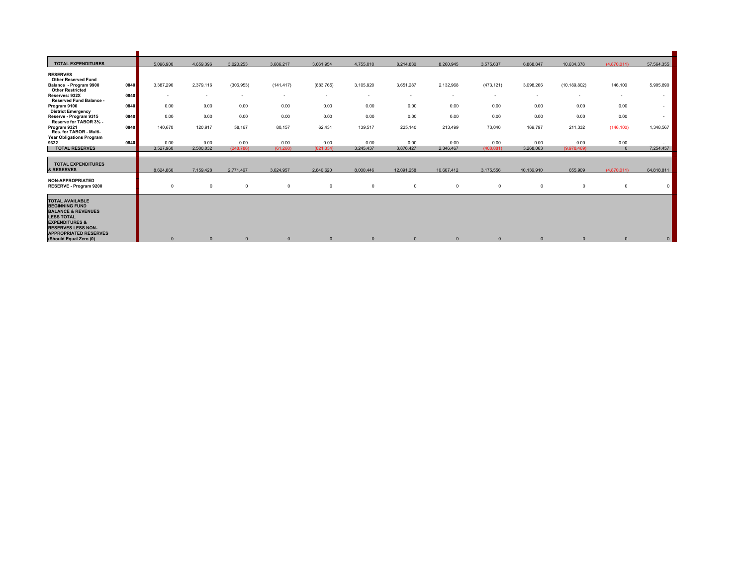| | | | | | | | | | | | | | | |
|---|---|---|---|---|---|---|---|---|---|---|---|---|---|---|
| **TOTAL EXPENDITURES** | | 5,096,900 | 4,659,396 | 3,020,253 | 3,686,217 | 3,661,954 | 4,755,010 | 8,214,830 | 8,260,945 | 3,575,637 | 6,868,847 | 10,634,378 | (4,870,011) | 57,564,355 |
| **RESERVES** | | | | | | | | | | | | | | |
| **Other Reserved Fund Balance - Program 9900** | **0840** | 3,387,290 | 2,379,116 | (306,953) | (141,417) | (883,765) | 3,105,920 | 3,651,287 | 2,132,968 | (473,121) | 3,098,266 | (10,189,802) | 146,100 | 5,905,890 |
| **Other Restricted Reserves: 932X** | **0840** | - | - | - | - | - | - | - | - | - | - | - | - | - |
| **Reserved Fund Balance - Program 9100** | **0840** | 0.00 | 0.00 | 0.00 | 0.00 | 0.00 | 0.00 | 0.00 | 0.00 | 0.00 | 0.00 | 0.00 | 0.00 | - |
| **District Emergency Reserve - Program 9315** | **0840** | 0.00 | 0.00 | 0.00 | 0.00 | 0.00 | 0.00 | 0.00 | 0.00 | 0.00 | 0.00 | 0.00 | 0.00 | - |
| **Reserve for TABOR 3% - Program 9321** | **0840** | 140,670 | 120,917 | 58,167 | 80,157 | 62,431 | 139,517 | 225,140 | 213,499 | 73,040 | 169,797 | 211,332 | (146,100) | 1,348,567 |
| **Res. for TABOR - Multi-Year Obligations Program 9322** | **0840** | 0.00 | 0.00 | 0.00 | 0.00 | 0.00 | 0.00 | 0.00 | 0.00 | 0.00 | 0.00 | 0.00 | 0.00 | - |
| **TOTAL RESERVES** | | 3,527,960 | 2,500,032 | (248,786) | (61,260) | (821,334) | 3,245,437 | 3,876,427 | 2,346,467 | (400,081) | 3,268,063 | (9,978,469) | 0 | 7,254,457 |
| **TOTAL EXPENDITURES & RESERVES** | | 8,624,860 | 7,159,428 | 2,771,467 | 3,624,957 | 2,840,620 | 8,000,446 | 12,091,258 | 10,607,412 | 3,175,556 | 10,136,910 | 655,909 | (4,870,011) | 64,818,811 |
| **NON-APPROPRIATED RESERVE - Program 9200** | | 0 | 0 | 0 | 0 | 0 | 0 | 0 | 0 | 0 | 0 | 0 | 0 | 0 |
| **TOTAL AVAILABLE BEGINNING FUND BALANCE & REVENUES LESS TOTAL EXPENDITURES & RESERVES LESS NON-APPROPRIATED RESERVES (Should Equal Zero (0)** | | 0 | 0 | 0 | 0 | 0 | 0 | 0 | 0 | 0 | 0 | 0 | 0 | 0 |